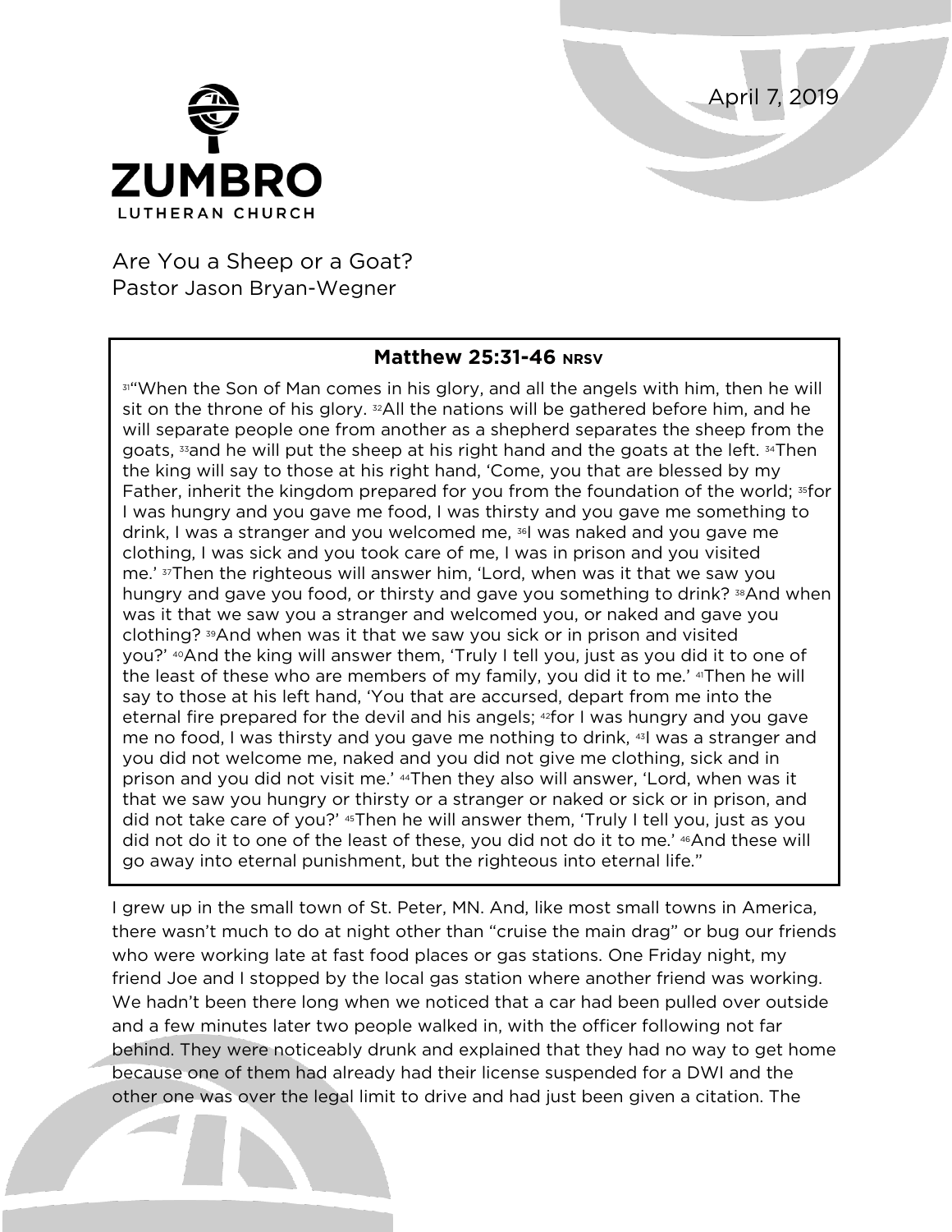April 7, 2019

**ZUMBRO**
LUTHERAN CHURCH

# Are You a Sheep or a Goat?

Pastor Jason Bryan-Wegner

## Matthew 25:31-46 NRSV

[31]"When the Son of Man comes in his glory, and all the angels with him, then he will sit on the throne of his glory. [32]All the nations will be gathered before him, and he will separate people one from another as a shepherd separates the sheep from the goats, [33]and he will put the sheep at his right hand and the goats at the left. [34]Then the king will say to those at his right hand, 'Come, you that are blessed by my Father, inherit the kingdom prepared for you from the foundation of the world; [35]for I was hungry and you gave me food, I was thirsty and you gave me something to drink, I was a stranger and you welcomed me, [36]I was naked and you gave me clothing, I was sick and you took care of me, I was in prison and you visited me.' [37]Then the righteous will answer him, 'Lord, when was it that we saw you hungry and gave you food, or thirsty and gave you something to drink? [38]And when was it that we saw you a stranger and welcomed you, or naked and gave you clothing? [39]And when was it that we saw you sick or in prison and visited you?' [40]And the king will answer them, 'Truly I tell you, just as you did it to one of the least of these who are members of my family, you did it to me.' [41]Then he will say to those at his left hand, 'You that are accursed, depart from me into the eternal fire prepared for the devil and his angels; [42]for I was hungry and you gave me no food, I was thirsty and you gave me nothing to drink, [43]I was a stranger and you did not welcome me, naked and you did not give me clothing, sick and in prison and you did not visit me.' [44]Then they also will answer, 'Lord, when was it that we saw you hungry or thirsty or a stranger or naked or sick or in prison, and did not take care of you?' [45]Then he will answer them, 'Truly I tell you, just as you did not do it to one of the least of these, you did not do it to me.' [46]And these will go away into eternal punishment, but the righteous into eternal life."

I grew up in the small town of St. Peter, MN. And, like most small towns in America, there wasn't much to do at night other than "cruise the main drag" or bug our friends who were working late at fast food places or gas stations. One Friday night, my friend Joe and I stopped by the local gas station where another friend was working. We hadn't been there long when we noticed that a car had been pulled over outside and a few minutes later two people walked in, with the officer following not far behind. They were noticeably drunk and explained that they had no way to get home because one of them had already had their license suspended for a DWI and the other one was over the legal limit to drive and had just been given a citation. The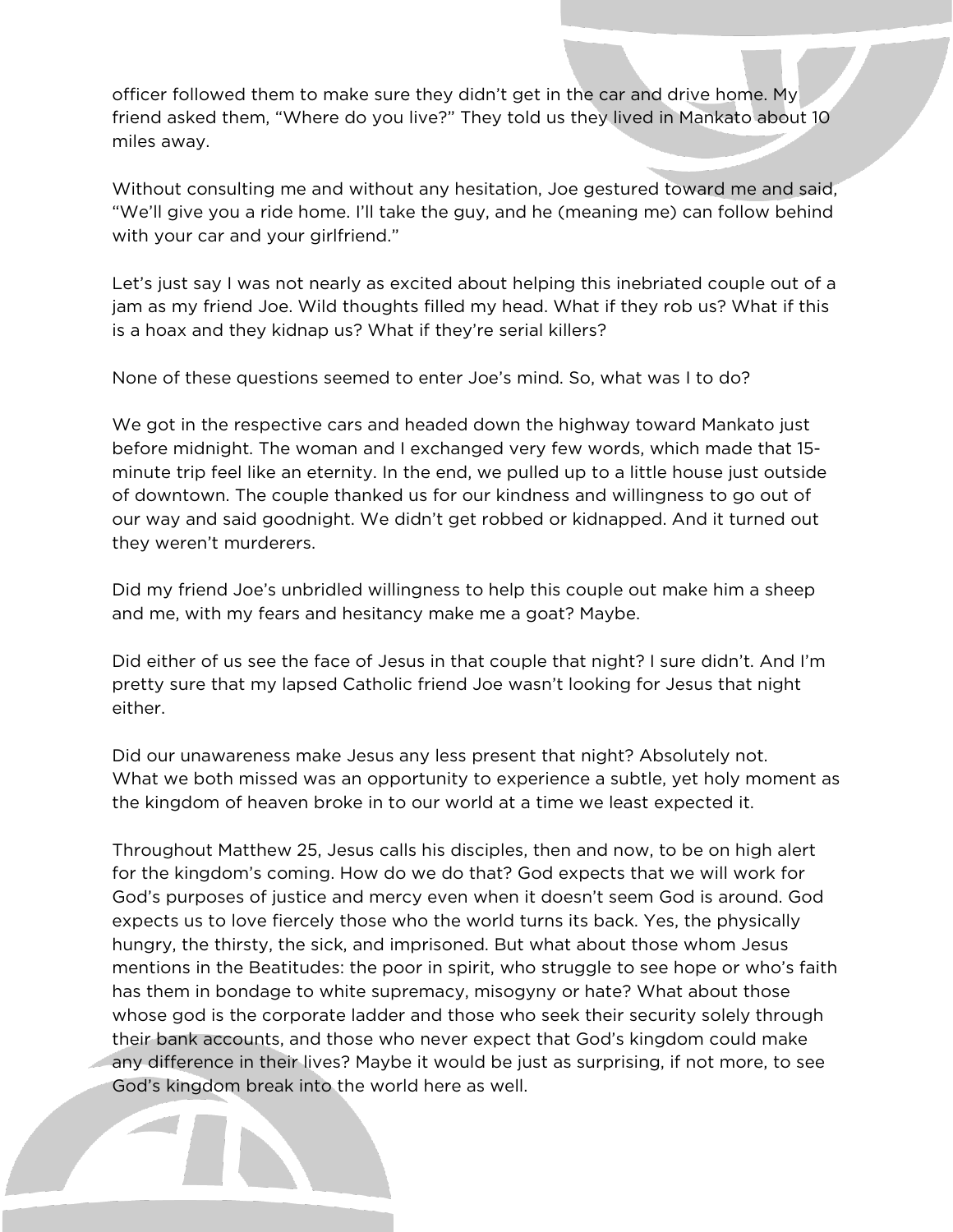officer followed them to make sure they didn't get in the car and drive home. My friend asked them, "Where do you live?" They told us they lived in Mankato about 10 miles away.

Without consulting me and without any hesitation, Joe gestured toward me and said, "We'll give you a ride home. I'll take the guy, and he (meaning me) can follow behind with your car and your girlfriend."

Let's just say I was not nearly as excited about helping this inebriated couple out of a jam as my friend Joe. Wild thoughts filled my head. What if they rob us? What if this is a hoax and they kidnap us? What if they're serial killers?

None of these questions seemed to enter Joe's mind. So, what was I to do?

We got in the respective cars and headed down the highway toward Mankato just before midnight. The woman and I exchanged very few words, which made that 15-minute trip feel like an eternity. In the end, we pulled up to a little house just outside of downtown. The couple thanked us for our kindness and willingness to go out of our way and said goodnight. We didn't get robbed or kidnapped. And it turned out they weren't murderers.

Did my friend Joe's unbridled willingness to help this couple out make him a sheep and me, with my fears and hesitancy make me a goat? Maybe.

Did either of us see the face of Jesus in that couple that night? I sure didn't. And I'm pretty sure that my lapsed Catholic friend Joe wasn't looking for Jesus that night either.

Did our unawareness make Jesus any less present that night? Absolutely not. What we both missed was an opportunity to experience a subtle, yet holy moment as the kingdom of heaven broke in to our world at a time we least expected it.

Throughout Matthew 25, Jesus calls his disciples, then and now, to be on high alert for the kingdom's coming. How do we do that? God expects that we will work for God's purposes of justice and mercy even when it doesn't seem God is around. God expects us to love fiercely those who the world turns its back. Yes, the physically hungry, the thirsty, the sick, and imprisoned. But what about those whom Jesus mentions in the Beatitudes: the poor in spirit, who struggle to see hope or who's faith has them in bondage to white supremacy, misogyny or hate? What about those whose god is the corporate ladder and those who seek their security solely through their bank accounts, and those who never expect that God's kingdom could make any difference in their lives? Maybe it would be just as surprising, if not more, to see God's kingdom break into the world here as well.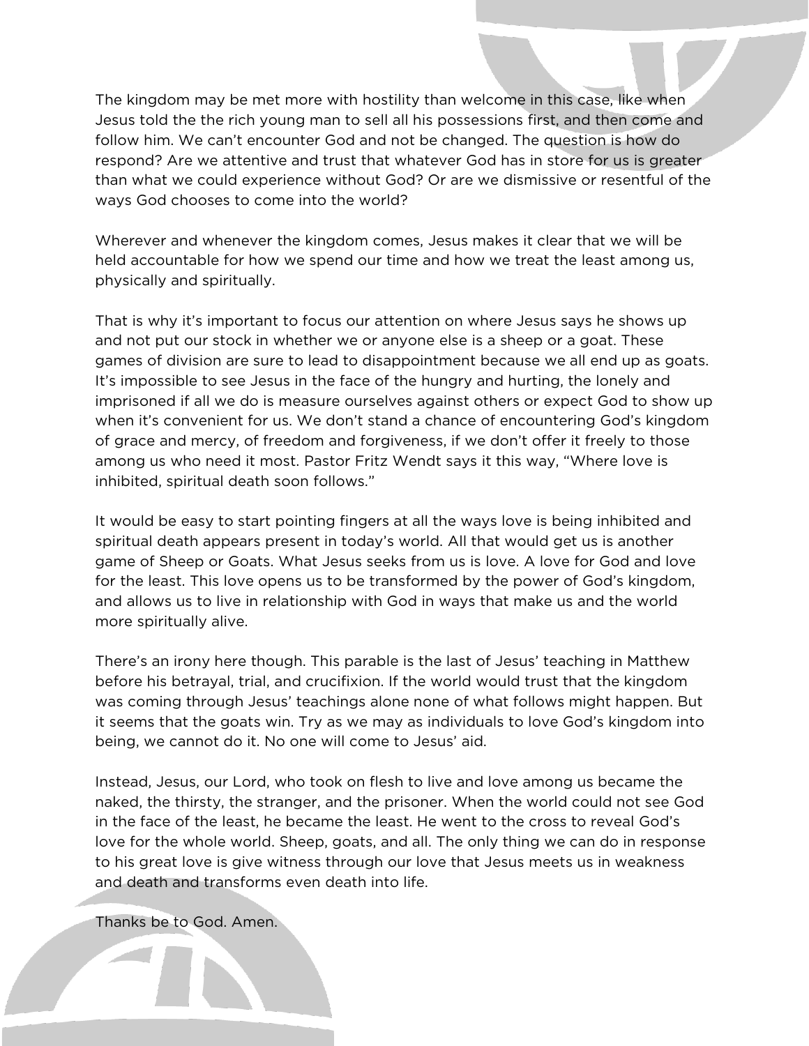The kingdom may be met more with hostility than welcome in this case, like when Jesus told the the rich young man to sell all his possessions first, and then come and follow him. We can't encounter God and not be changed. The question is how do respond? Are we attentive and trust that whatever God has in store for us is greater than what we could experience without God? Or are we dismissive or resentful of the ways God chooses to come into the world?

Wherever and whenever the kingdom comes, Jesus makes it clear that we will be held accountable for how we spend our time and how we treat the least among us, physically and spiritually.

That is why it's important to focus our attention on where Jesus says he shows up and not put our stock in whether we or anyone else is a sheep or a goat. These games of division are sure to lead to disappointment because we all end up as goats. It's impossible to see Jesus in the face of the hungry and hurting, the lonely and imprisoned if all we do is measure ourselves against others or expect God to show up when it's convenient for us. We don't stand a chance of encountering God's kingdom of grace and mercy, of freedom and forgiveness, if we don't offer it freely to those among us who need it most. Pastor Fritz Wendt says it this way, "Where love is inhibited, spiritual death soon follows."

It would be easy to start pointing fingers at all the ways love is being inhibited and spiritual death appears present in today's world. All that would get us is another game of Sheep or Goats. What Jesus seeks from us is love. A love for God and love for the least. This love opens us to be transformed by the power of God's kingdom, and allows us to live in relationship with God in ways that make us and the world more spiritually alive.

There's an irony here though. This parable is the last of Jesus' teaching in Matthew before his betrayal, trial, and crucifixion. If the world would trust that the kingdom was coming through Jesus' teachings alone none of what follows might happen. But it seems that the goats win. Try as we may as individuals to love God's kingdom into being, we cannot do it. No one will come to Jesus' aid.

Instead, Jesus, our Lord, who took on flesh to live and love among us became the naked, the thirsty, the stranger, and the prisoner. When the world could not see God in the face of the least, he became the least. He went to the cross to reveal God's love for the whole world. Sheep, goats, and all. The only thing we can do in response to his great love is give witness through our love that Jesus meets us in weakness and death and transforms even death into life.

Thanks be to God. Amen.